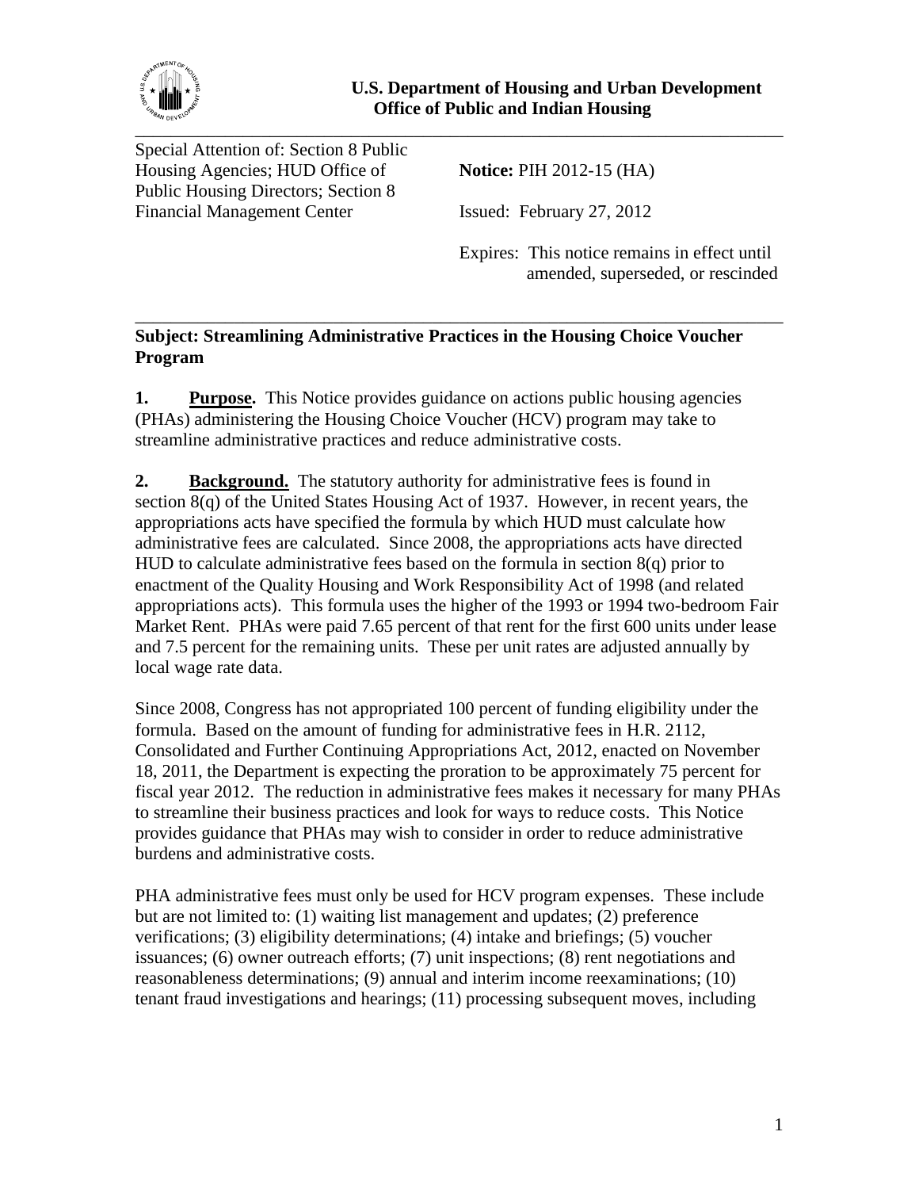**U.S. Department of Housing and Urban Development**
**Office of Public and Indian Housing**

---

Special Attention of: Section 8 Public Housing Agencies; HUD Office of Public Housing Directors; Section 8 Financial Management Center

**Notice:** PIH 2012-15 (HA)

Issued: February 27, 2012

Expires: This notice remains in effect until amended, superseded, or rescinded

---

**Subject: Streamlining Administrative Practices in the Housing Choice Voucher Program**

**1. Purpose.** This Notice provides guidance on actions public housing agencies (PHAs) administering the Housing Choice Voucher (HCV) program may take to streamline administrative practices and reduce administrative costs.

**2. Background.** The statutory authority for administrative fees is found in section 8(q) of the United States Housing Act of 1937. However, in recent years, the appropriations acts have specified the formula by which HUD must calculate how administrative fees are calculated. Since 2008, the appropriations acts have directed HUD to calculate administrative fees based on the formula in section 8(q) prior to enactment of the Quality Housing and Work Responsibility Act of 1998 (and related appropriations acts). This formula uses the higher of the 1993 or 1994 two-bedroom Fair Market Rent. PHAs were paid 7.65 percent of that rent for the first 600 units under lease and 7.5 percent for the remaining units. These per unit rates are adjusted annually by local wage rate data.

Since 2008, Congress has not appropriated 100 percent of funding eligibility under the formula. Based on the amount of funding for administrative fees in H.R. 2112, Consolidated and Further Continuing Appropriations Act, 2012, enacted on November 18, 2011, the Department is expecting the proration to be approximately 75 percent for fiscal year 2012. The reduction in administrative fees makes it necessary for many PHAs to streamline their business practices and look for ways to reduce costs. This Notice provides guidance that PHAs may wish to consider in order to reduce administrative burdens and administrative costs.

PHA administrative fees must only be used for HCV program expenses. These include but are not limited to: (1) waiting list management and updates; (2) preference verifications; (3) eligibility determinations; (4) intake and briefings; (5) voucher issuances; (6) owner outreach efforts; (7) unit inspections; (8) rent negotiations and reasonableness determinations; (9) annual and interim income reexaminations; (10) tenant fraud investigations and hearings; (11) processing subsequent moves, including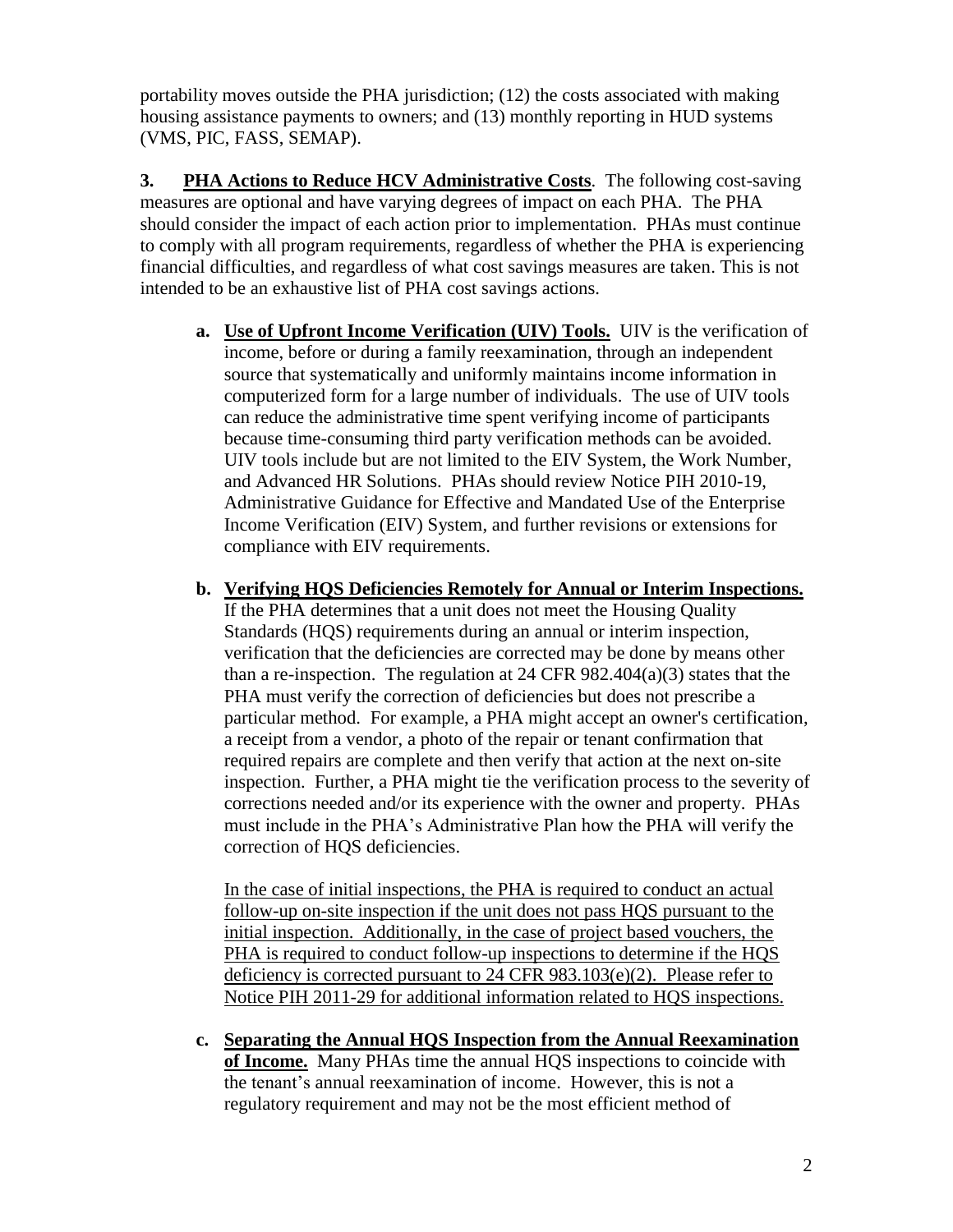portability moves outside the PHA jurisdiction; (12) the costs associated with making housing assistance payments to owners; and (13) monthly reporting in HUD systems (VMS, PIC, FASS, SEMAP).

**3. PHA Actions to Reduce HCV Administrative Costs**. The following cost-saving measures are optional and have varying degrees of impact on each PHA. The PHA should consider the impact of each action prior to implementation. PHAs must continue to comply with all program requirements, regardless of whether the PHA is experiencing financial difficulties, and regardless of what cost savings measures are taken. This is not intended to be an exhaustive list of PHA cost savings actions.

**a. Use of Upfront Income Verification (UIV) Tools.** UIV is the verification of income, before or during a family reexamination, through an independent source that systematically and uniformly maintains income information in computerized form for a large number of individuals. The use of UIV tools can reduce the administrative time spent verifying income of participants because time-consuming third party verification methods can be avoided. UIV tools include but are not limited to the EIV System, the Work Number, and Advanced HR Solutions. PHAs should review Notice PIH 2010-19, Administrative Guidance for Effective and Mandated Use of the Enterprise Income Verification (EIV) System, and further revisions or extensions for compliance with EIV requirements.

**b. Verifying HQS Deficiencies Remotely for Annual or Interim Inspections.** If the PHA determines that a unit does not meet the Housing Quality Standards (HQS) requirements during an annual or interim inspection, verification that the deficiencies are corrected may be done by means other than a re-inspection. The regulation at 24 CFR 982.404(a)(3) states that the PHA must verify the correction of deficiencies but does not prescribe a particular method. For example, a PHA might accept an owner's certification, a receipt from a vendor, a photo of the repair or tenant confirmation that required repairs are complete and then verify that action at the next on-site inspection. Further, a PHA might tie the verification process to the severity of corrections needed and/or its experience with the owner and property. PHAs must include in the PHA's Administrative Plan how the PHA will verify the correction of HQS deficiencies.

In the case of initial inspections, the PHA is required to conduct an actual follow-up on-site inspection if the unit does not pass HQS pursuant to the initial inspection. Additionally, in the case of project based vouchers, the PHA is required to conduct follow-up inspections to determine if the HQS deficiency is corrected pursuant to 24 CFR 983.103(e)(2). Please refer to Notice PIH 2011-29 for additional information related to HQS inspections.

**c. Separating the Annual HQS Inspection from the Annual Reexamination of Income.** Many PHAs time the annual HQS inspections to coincide with the tenant's annual reexamination of income. However, this is not a regulatory requirement and may not be the most efficient method of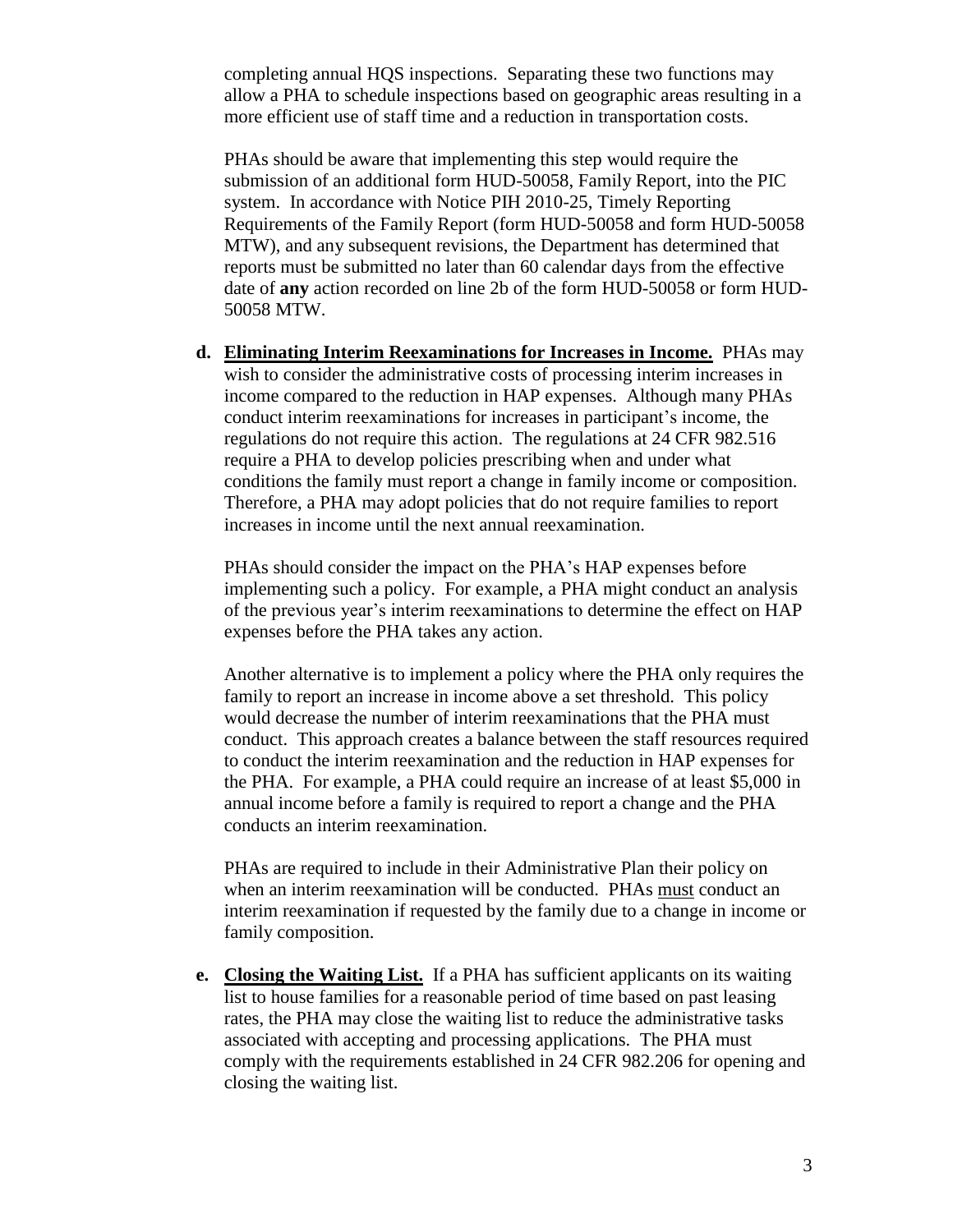completing annual HQS inspections. Separating these two functions may allow a PHA to schedule inspections based on geographic areas resulting in a more efficient use of staff time and a reduction in transportation costs.

PHAs should be aware that implementing this step would require the submission of an additional form HUD-50058, Family Report, into the PIC system. In accordance with Notice PIH 2010-25, Timely Reporting Requirements of the Family Report (form HUD-50058 and form HUD-50058 MTW), and any subsequent revisions, the Department has determined that reports must be submitted no later than 60 calendar days from the effective date of **any** action recorded on line 2b of the form HUD-50058 or form HUD-50058 MTW.

**d. <u>Eliminating Interim Reexaminations for Increases in Income.</u>** PHAs may wish to consider the administrative costs of processing interim increases in income compared to the reduction in HAP expenses. Although many PHAs conduct interim reexaminations for increases in participant's income, the regulations do not require this action. The regulations at 24 CFR 982.516 require a PHA to develop policies prescribing when and under what conditions the family must report a change in family income or composition. Therefore, a PHA may adopt policies that do not require families to report increases in income until the next annual reexamination.

PHAs should consider the impact on the PHA's HAP expenses before implementing such a policy. For example, a PHA might conduct an analysis of the previous year's interim reexaminations to determine the effect on HAP expenses before the PHA takes any action.

Another alternative is to implement a policy where the PHA only requires the family to report an increase in income above a set threshold. This policy would decrease the number of interim reexaminations that the PHA must conduct. This approach creates a balance between the staff resources required to conduct the interim reexamination and the reduction in HAP expenses for the PHA. For example, a PHA could require an increase of at least $5,000 in annual income before a family is required to report a change and the PHA conducts an interim reexamination.

PHAs are required to include in their Administrative Plan their policy on when an interim reexamination will be conducted. PHAs <u>must</u> conduct an interim reexamination if requested by the family due to a change in income or family composition.

**e. <u>Closing the Waiting List.</u>** If a PHA has sufficient applicants on its waiting list to house families for a reasonable period of time based on past leasing rates, the PHA may close the waiting list to reduce the administrative tasks associated with accepting and processing applications. The PHA must comply with the requirements established in 24 CFR 982.206 for opening and closing the waiting list.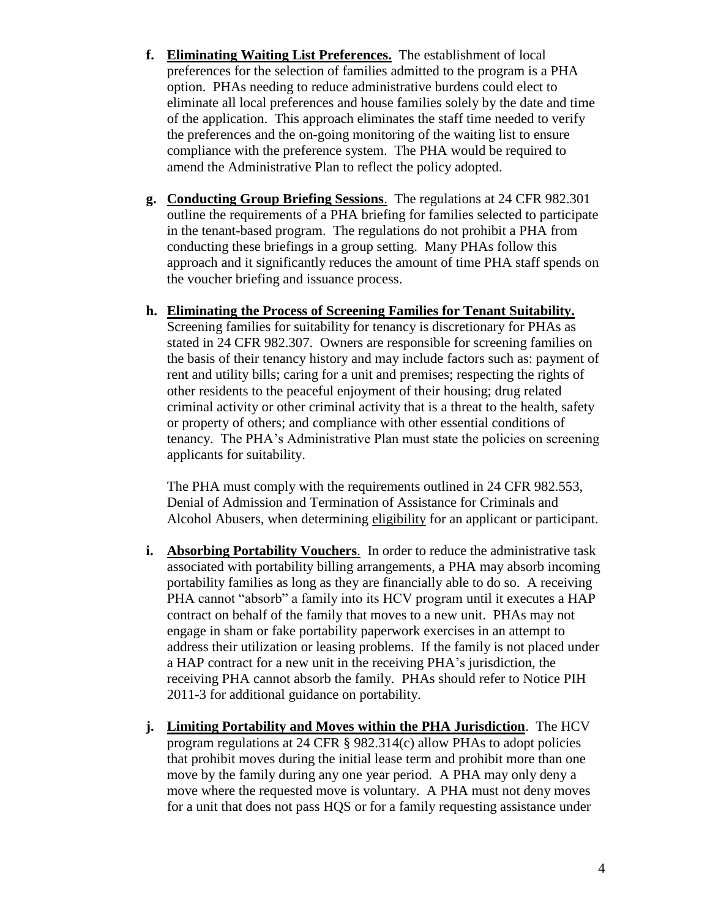**f. Eliminating Waiting List Preferences.** The establishment of local preferences for the selection of families admitted to the program is a PHA option. PHAs needing to reduce administrative burdens could elect to eliminate all local preferences and house families solely by the date and time of the application. This approach eliminates the staff time needed to verify the preferences and the on-going monitoring of the waiting list to ensure compliance with the preference system. The PHA would be required to amend the Administrative Plan to reflect the policy adopted.

**g. Conducting Group Briefing Sessions**. The regulations at 24 CFR 982.301 outline the requirements of a PHA briefing for families selected to participate in the tenant-based program. The regulations do not prohibit a PHA from conducting these briefings in a group setting. Many PHAs follow this approach and it significantly reduces the amount of time PHA staff spends on the voucher briefing and issuance process.

**h. Eliminating the Process of Screening Families for Tenant Suitability.** Screening families for suitability for tenancy is discretionary for PHAs as stated in 24 CFR 982.307. Owners are responsible for screening families on the basis of their tenancy history and may include factors such as: payment of rent and utility bills; caring for a unit and premises; respecting the rights of other residents to the peaceful enjoyment of their housing; drug related criminal activity or other criminal activity that is a threat to the health, safety or property of others; and compliance with other essential conditions of tenancy. The PHA's Administrative Plan must state the policies on screening applicants for suitability.

The PHA must comply with the requirements outlined in 24 CFR 982.553, Denial of Admission and Termination of Assistance for Criminals and Alcohol Abusers, when determining eligibility for an applicant or participant.

**i. Absorbing Portability Vouchers**. In order to reduce the administrative task associated with portability billing arrangements, a PHA may absorb incoming portability families as long as they are financially able to do so. A receiving PHA cannot "absorb" a family into its HCV program until it executes a HAP contract on behalf of the family that moves to a new unit. PHAs may not engage in sham or fake portability paperwork exercises in an attempt to address their utilization or leasing problems. If the family is not placed under a HAP contract for a new unit in the receiving PHA's jurisdiction, the receiving PHA cannot absorb the family. PHAs should refer to Notice PIH 2011-3 for additional guidance on portability.

**j. Limiting Portability and Moves within the PHA Jurisdiction**. The HCV program regulations at 24 CFR § 982.314(c) allow PHAs to adopt policies that prohibit moves during the initial lease term and prohibit more than one move by the family during any one year period. A PHA may only deny a move where the requested move is voluntary. A PHA must not deny moves for a unit that does not pass HQS or for a family requesting assistance under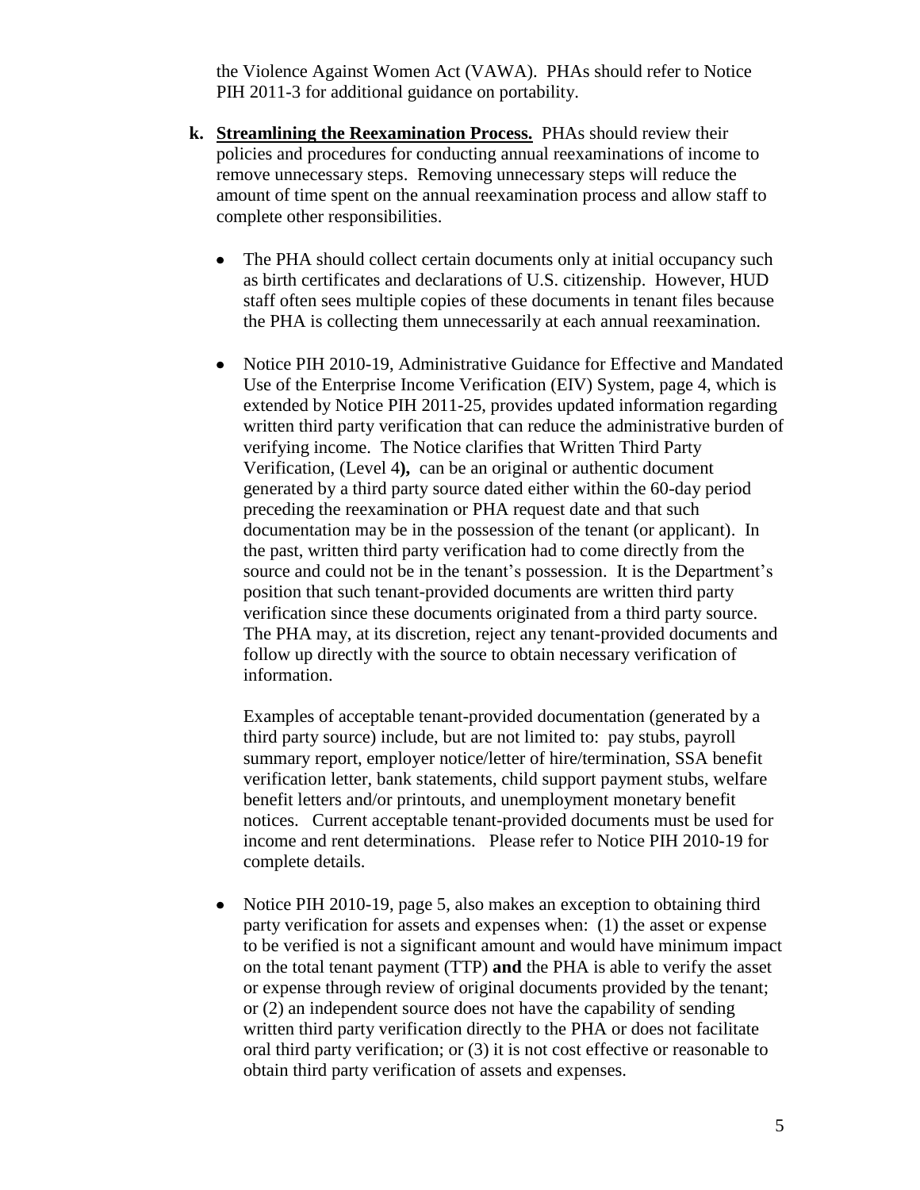the Violence Against Women Act (VAWA). PHAs should refer to Notice PIH 2011-3 for additional guidance on portability.

**k. Streamlining the Reexamination Process.** PHAs should review their policies and procedures for conducting annual reexaminations of income to remove unnecessary steps. Removing unnecessary steps will reduce the amount of time spent on the annual reexamination process and allow staff to complete other responsibilities.

- The PHA should collect certain documents only at initial occupancy such as birth certificates and declarations of U.S. citizenship. However, HUD staff often sees multiple copies of these documents in tenant files because the PHA is collecting them unnecessarily at each annual reexamination.

- Notice PIH 2010-19, Administrative Guidance for Effective and Mandated Use of the Enterprise Income Verification (EIV) System, page 4, which is extended by Notice PIH 2011-25, provides updated information regarding written third party verification that can reduce the administrative burden of verifying income. The Notice clarifies that Written Third Party Verification, (Level 4**),** can be an original or authentic document generated by a third party source dated either within the 60-day period preceding the reexamination or PHA request date and that such documentation may be in the possession of the tenant (or applicant). In the past, written third party verification had to come directly from the source and could not be in the tenant's possession. It is the Department's position that such tenant-provided documents are written third party verification since these documents originated from a third party source. The PHA may, at its discretion, reject any tenant-provided documents and follow up directly with the source to obtain necessary verification of information.

  Examples of acceptable tenant-provided documentation (generated by a third party source) include, but are not limited to: pay stubs, payroll summary report, employer notice/letter of hire/termination, SSA benefit verification letter, bank statements, child support payment stubs, welfare benefit letters and/or printouts, and unemployment monetary benefit notices. Current acceptable tenant-provided documents must be used for income and rent determinations. Please refer to Notice PIH 2010-19 for complete details.

- Notice PIH 2010-19, page 5, also makes an exception to obtaining third party verification for assets and expenses when: (1) the asset or expense to be verified is not a significant amount and would have minimum impact on the total tenant payment (TTP) **and** the PHA is able to verify the asset or expense through review of original documents provided by the tenant; or (2) an independent source does not have the capability of sending written third party verification directly to the PHA or does not facilitate oral third party verification; or (3) it is not cost effective or reasonable to obtain third party verification of assets and expenses.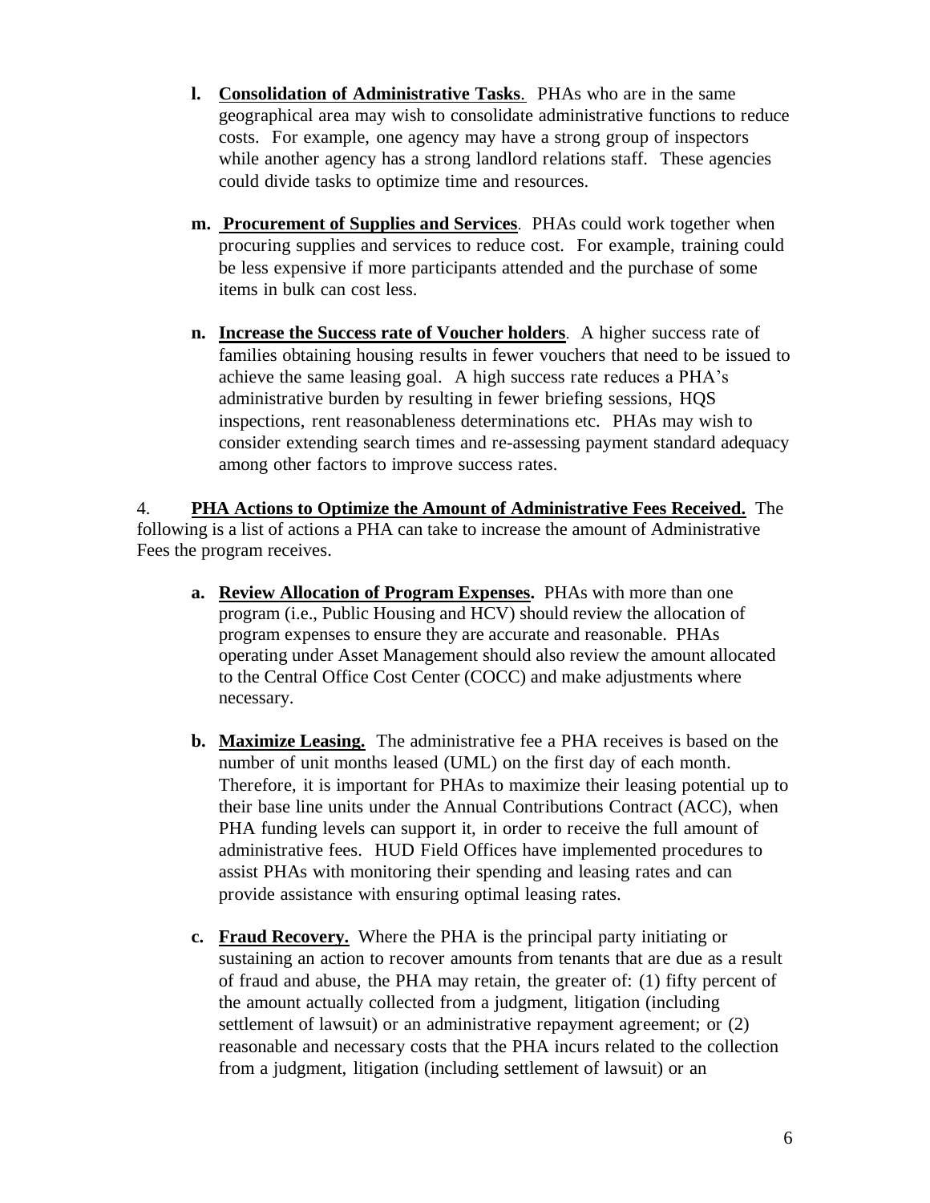**l.** **Consolidation of Administrative Tasks**. PHAs who are in the same geographical area may wish to consolidate administrative functions to reduce costs. For example, one agency may have a strong group of inspectors while another agency has a strong landlord relations staff. These agencies could divide tasks to optimize time and resources.

**m.** **Procurement of Supplies and Services**. PHAs could work together when procuring supplies and services to reduce cost. For example, training could be less expensive if more participants attended and the purchase of some items in bulk can cost less.

**n.** **Increase the Success rate of Voucher holders**. A higher success rate of families obtaining housing results in fewer vouchers that need to be issued to achieve the same leasing goal. A high success rate reduces a PHA's administrative burden by resulting in fewer briefing sessions, HQS inspections, rent reasonableness determinations etc. PHAs may wish to consider extending search times and re-assessing payment standard adequacy among other factors to improve success rates.

4. **PHA Actions to Optimize the Amount of Administrative Fees Received.** The following is a list of actions a PHA can take to increase the amount of Administrative Fees the program receives.

**a.** **Review Allocation of Program Expenses.** PHAs with more than one program (i.e., Public Housing and HCV) should review the allocation of program expenses to ensure they are accurate and reasonable. PHAs operating under Asset Management should also review the amount allocated to the Central Office Cost Center (COCC) and make adjustments where necessary.

**b.** **Maximize Leasing.** The administrative fee a PHA receives is based on the number of unit months leased (UML) on the first day of each month. Therefore, it is important for PHAs to maximize their leasing potential up to their base line units under the Annual Contributions Contract (ACC), when PHA funding levels can support it, in order to receive the full amount of administrative fees. HUD Field Offices have implemented procedures to assist PHAs with monitoring their spending and leasing rates and can provide assistance with ensuring optimal leasing rates.

**c.** **Fraud Recovery.** Where the PHA is the principal party initiating or sustaining an action to recover amounts from tenants that are due as a result of fraud and abuse, the PHA may retain, the greater of: (1) fifty percent of the amount actually collected from a judgment, litigation (including settlement of lawsuit) or an administrative repayment agreement; or (2) reasonable and necessary costs that the PHA incurs related to the collection from a judgment, litigation (including settlement of lawsuit) or an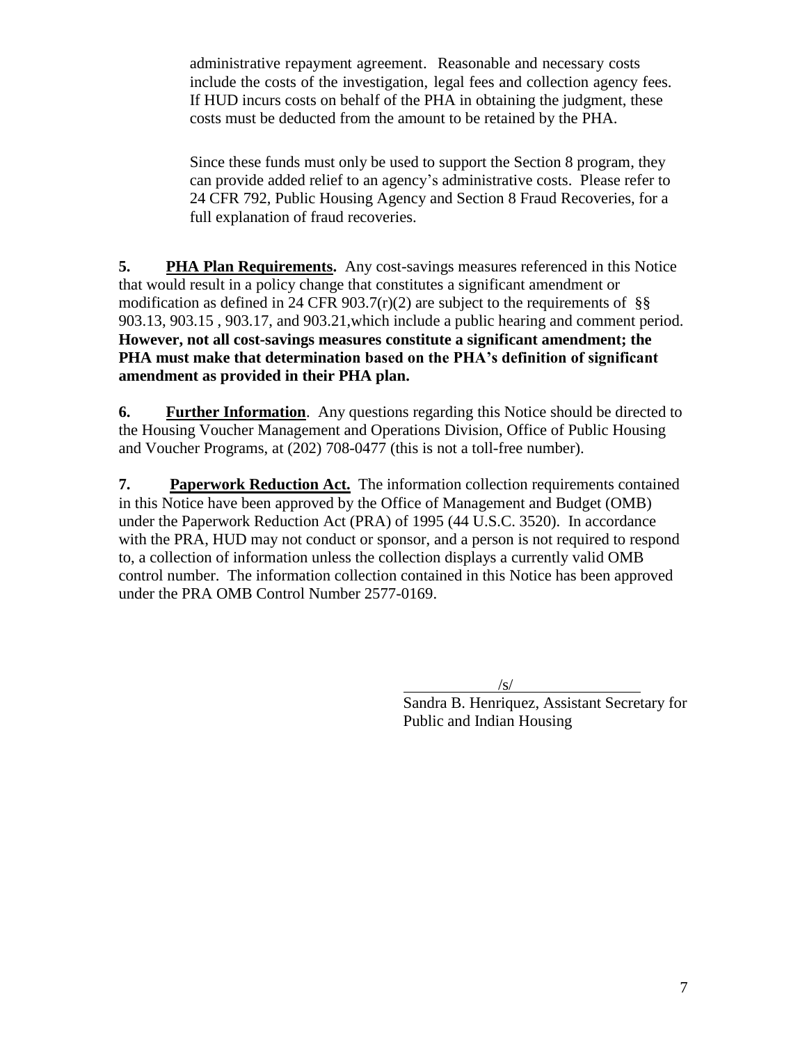administrative repayment agreement. Reasonable and necessary costs include the costs of the investigation, legal fees and collection agency fees. If HUD incurs costs on behalf of the PHA in obtaining the judgment, these costs must be deducted from the amount to be retained by the PHA.

Since these funds must only be used to support the Section 8 program, they can provide added relief to an agency's administrative costs. Please refer to 24 CFR 792, Public Housing Agency and Section 8 Fraud Recoveries, for a full explanation of fraud recoveries.

**5. PHA Plan Requirements.** Any cost-savings measures referenced in this Notice that would result in a policy change that constitutes a significant amendment or modification as defined in 24 CFR 903.7(r)(2) are subject to the requirements of §§ 903.13, 903.15 , 903.17, and 903.21,which include a public hearing and comment period. **However, not all cost-savings measures constitute a significant amendment; the PHA must make that determination based on the PHA's definition of significant amendment as provided in their PHA plan.**

**6. Further Information**. Any questions regarding this Notice should be directed to the Housing Voucher Management and Operations Division, Office of Public Housing and Voucher Programs, at (202) 708-0477 (this is not a toll-free number).

**7. Paperwork Reduction Act.** The information collection requirements contained in this Notice have been approved by the Office of Management and Budget (OMB) under the Paperwork Reduction Act (PRA) of 1995 (44 U.S.C. 3520). In accordance with the PRA, HUD may not conduct or sponsor, and a person is not required to respond to, a collection of information unless the collection displays a currently valid OMB control number. The information collection contained in this Notice has been approved under the PRA OMB Control Number 2577-0169.

/s/

Sandra B. Henriquez, Assistant Secretary for Public and Indian Housing